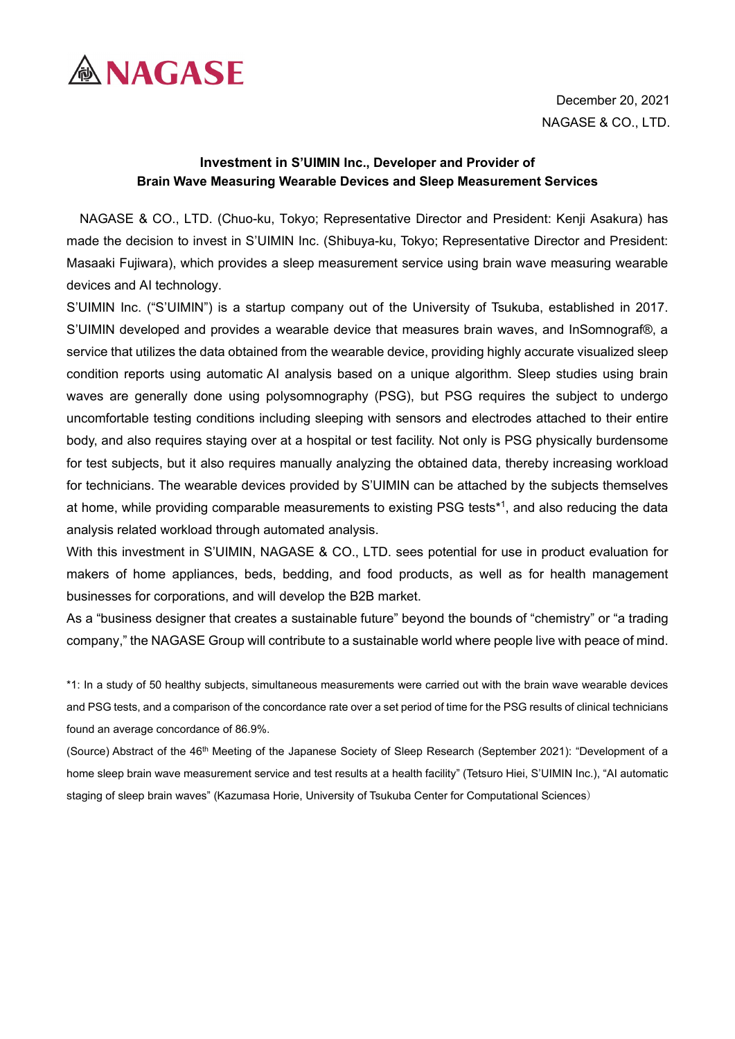NAGASE

December 20, 2021
NAGASE & CO., LTD.

**Investment in S'UIMIN Inc., Developer and Provider of Brain Wave Measuring Wearable Devices and Sleep Measurement Services**

NAGASE & CO., LTD. (Chuo-ku, Tokyo; Representative Director and President: Kenji Asakura) has made the decision to invest in S'UIMIN Inc. (Shibuya-ku, Tokyo; Representative Director and President: Masaaki Fujiwara), which provides a sleep measurement service using brain wave measuring wearable devices and AI technology.

S'UIMIN Inc. ("S'UIMIN") is a startup company out of the University of Tsukuba, established in 2017. S'UIMIN developed and provides a wearable device that measures brain waves, and InSomnograf®, a service that utilizes the data obtained from the wearable device, providing highly accurate visualized sleep condition reports using automatic AI analysis based on a unique algorithm. Sleep studies using brain waves are generally done using polysomnography (PSG), but PSG requires the subject to undergo uncomfortable testing conditions including sleeping with sensors and electrodes attached to their entire body, and also requires staying over at a hospital or test facility. Not only is PSG physically burdensome for test subjects, but it also requires manually analyzing the obtained data, thereby increasing workload for technicians. The wearable devices provided by S'UIMIN can be attached by the subjects themselves at home, while providing comparable measurements to existing PSG tests*1, and also reducing the data analysis related workload through automated analysis.

With this investment in S'UIMIN, NAGASE & CO., LTD. sees potential for use in product evaluation for makers of home appliances, beds, bedding, and food products, as well as for health management businesses for corporations, and will develop the B2B market.

As a "business designer that creates a sustainable future" beyond the bounds of "chemistry" or "a trading company," the NAGASE Group will contribute to a sustainable world where people live with peace of mind.

*1: In a study of 50 healthy subjects, simultaneous measurements were carried out with the brain wave wearable devices and PSG tests, and a comparison of the concordance rate over a set period of time for the PSG results of clinical technicians found an average concordance of 86.9%.

(Source) Abstract of the 46th Meeting of the Japanese Society of Sleep Research (September 2021): "Development of a home sleep brain wave measurement service and test results at a health facility" (Tetsuro Hiei, S'UIMIN Inc.), "AI automatic staging of sleep brain waves" (Kazumasa Horie, University of Tsukuba Center for Computational Sciences)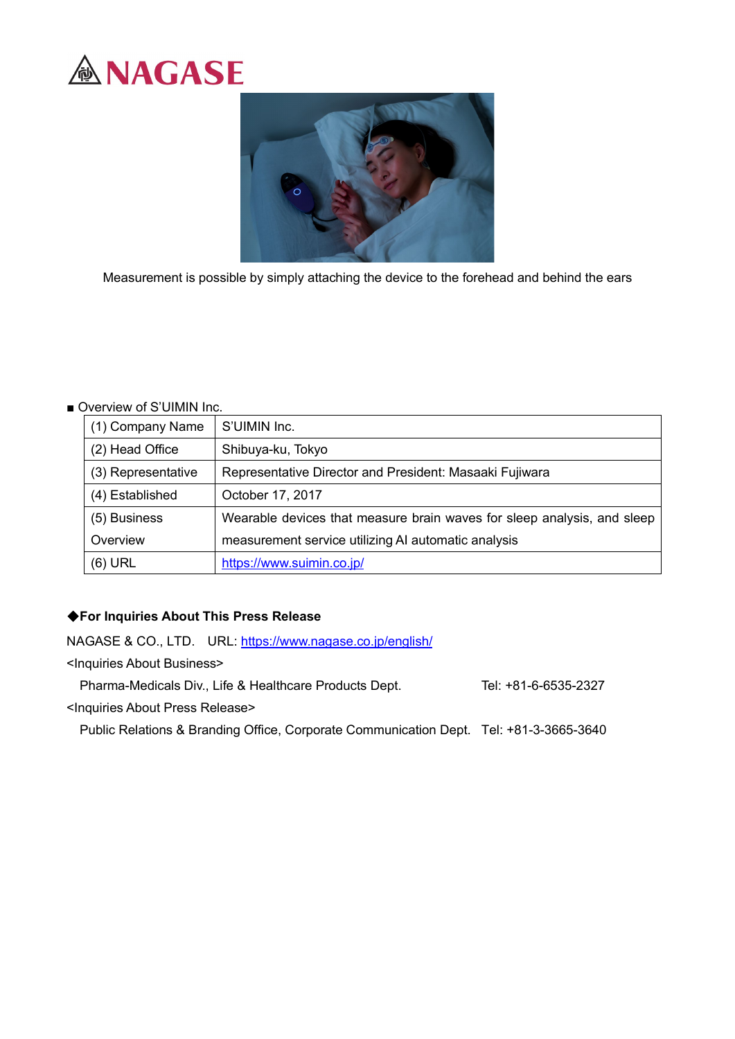Measurement is possible by simply attaching the device to the forehead and behind the ears

■ Overview of S'UIMIN Inc.

| | |
|---|---|
| (1) Company Name | S'UIMIN Inc. |
| (2) Head Office | Shibuya-ku, Tokyo |
| (3) Representative | Representative Director and President: Masaaki Fujiwara |
| (4) Established | October 17, 2017 |
| (5) Business Overview | Wearable devices that measure brain waves for sleep analysis, and sleep measurement service utilizing AI automatic analysis |
| (6) URL | https://www.suimin.co.jp/ |

**◆For Inquiries About This Press Release**

NAGASE & CO., LTD.　URL: https://www.nagase.co.jp/english/

<Inquiries About Business>

Pharma-Medicals Div., Life & Healthcare Products Dept.　Tel: +81-6-6535-2327

<Inquiries About Press Release>

Public Relations & Branding Office, Corporate Communication Dept.　Tel: +81-3-3665-3640